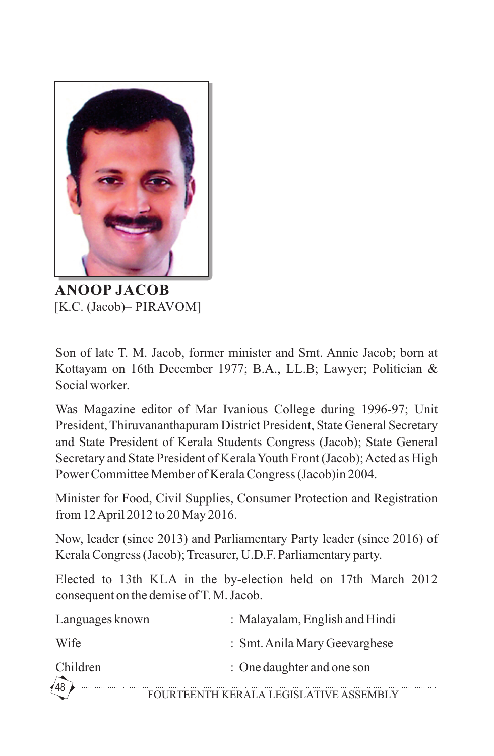**ANOOP JACOB**
[K.C. (Jacob)– PIRAVOM]

Son of late T. M. Jacob, former minister and Smt. Annie Jacob; born at Kottayam on 16th December 1977; B.A., LL.B; Lawyer; Politician & Social worker.

Was Magazine editor of Mar Ivanious College during 1996-97; Unit President, Thiruvananthapuram District President, State General Secretary and State President of Kerala Students Congress (Jacob); State General Secretary and State President of Kerala Youth Front (Jacob); Acted as High Power Committee Member of Kerala Congress (Jacob)in 2004.

Minister for Food, Civil Supplies, Consumer Protection and Registration from 12 April 2012 to 20 May 2016.

Now, leader (since 2013) and Parliamentary Party leader (since 2016) of Kerala Congress (Jacob); Treasurer, U.D.F. Parliamentary party.

Elected to 13th KLA in the by-election held on 17th March 2012 consequent on the demise of T. M. Jacob.

| | |
|---|---|
| Languages known | : Malayalam, English and Hindi |
| Wife | : Smt. Anila Mary Geevarghese |
| Children | : One daughter and one son |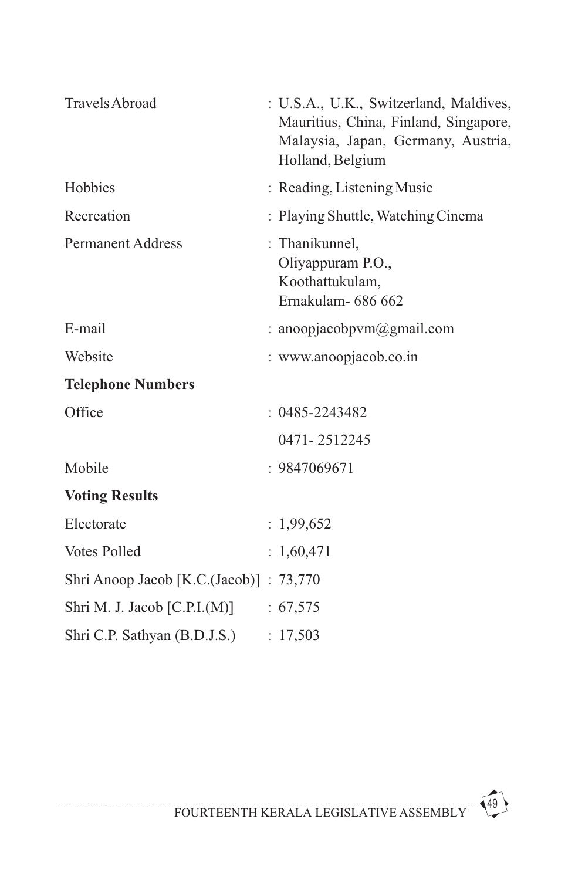| | |
|---|---|
| Travels Abroad | : U.S.A., U.K., Switzerland, Maldives, Mauritius, China, Finland, Singapore, Malaysia, Japan, Germany, Austria, Holland, Belgium |
| Hobbies | : Reading, Listening Music |
| Recreation | : Playing Shuttle, Watching Cinema |
| Permanent Address | : Thanikunnel, Oliyappuram P.O., Koothattukulam, Ernakulam- 686 662 |
| E-mail | : anoopjacobpvm@gmail.com |
| Website | : www.anoopjacob.co.in |

**Telephone Numbers**

| | |
|---|---|
| Office | : 0485-2243482 |
| | 0471- 2512245 |
| Mobile | : 9847069671 |

**Voting Results**

| | |
|---|---|
| Electorate | : 1,99,652 |
| Votes Polled | : 1,60,471 |
| Shri Anoop Jacob [K.C.(Jacob)] | : 73,770 |
| Shri M. J. Jacob [C.P.I.(M)] | : 67,575 |
| Shri C.P. Sathyan (B.D.J.S.) | : 17,503 |